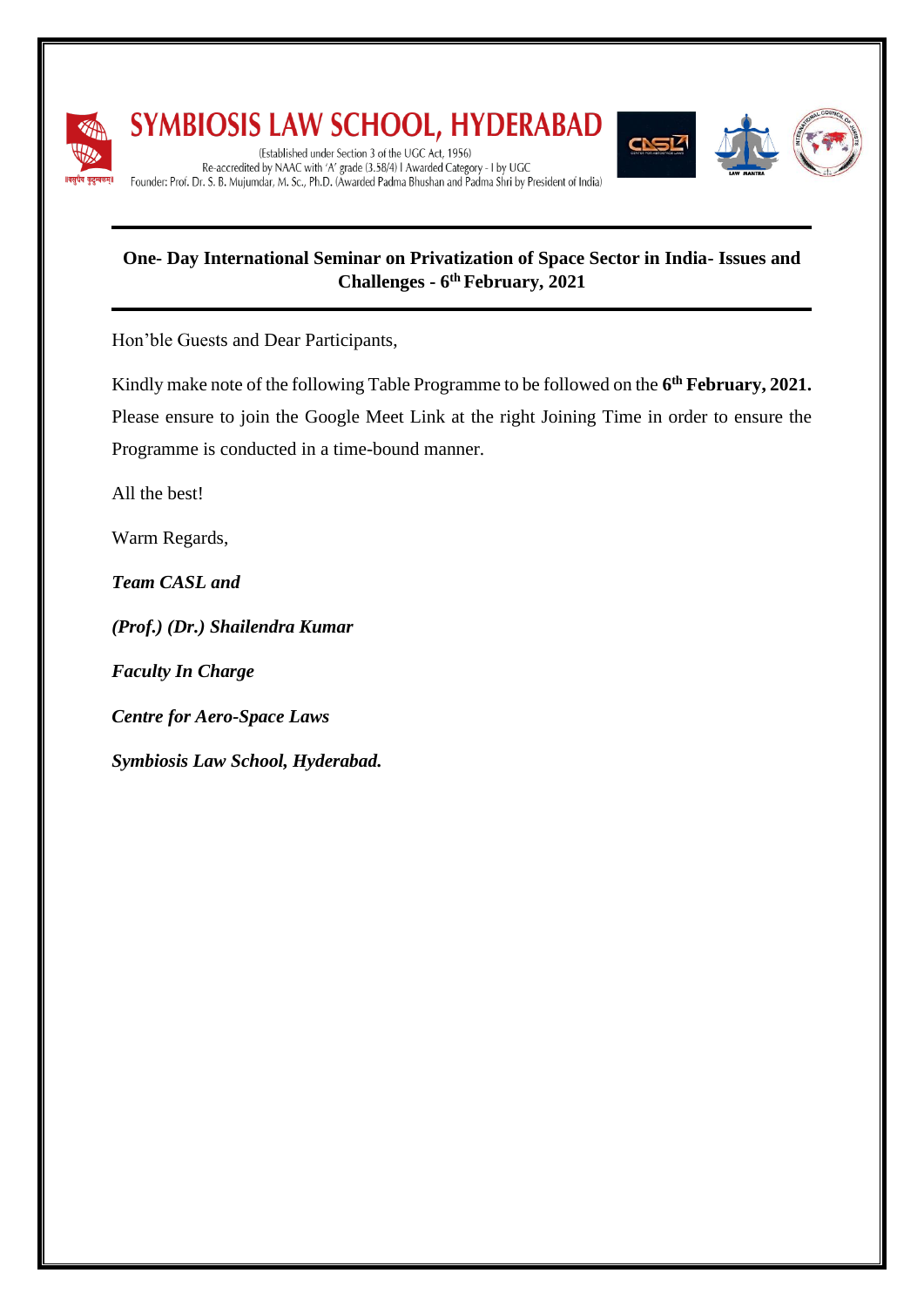# SYMBIOSIS LAW SCHOOL, HYDERABAD

(Established under Section 3 of the UGC Act, 1956)
Re-accredited by NAAC with 'A' grade (3.58/4) I Awarded Category - I by UGC
Founder: Prof. Dr. S. B. Mujumdar, M. Sc., Ph.D. (Awarded Padma Bhushan and Padma Shri by President of India)

---

**One- Day International Seminar on Privatization of Space Sector in India- Issues and Challenges - 6th February, 2021**

---

Hon'ble Guests and Dear Participants,

Kindly make note of the following Table Programme to be followed on the **6th February, 2021.** Please ensure to join the Google Meet Link at the right Joining Time in order to ensure the Programme is conducted in a time-bound manner.

All the best!

Warm Regards,

***Team CASL and***

***(Prof.) (Dr.) Shailendra Kumar***

***Faculty In Charge***

***Centre for Aero-Space Laws***

***Symbiosis Law School, Hyderabad.***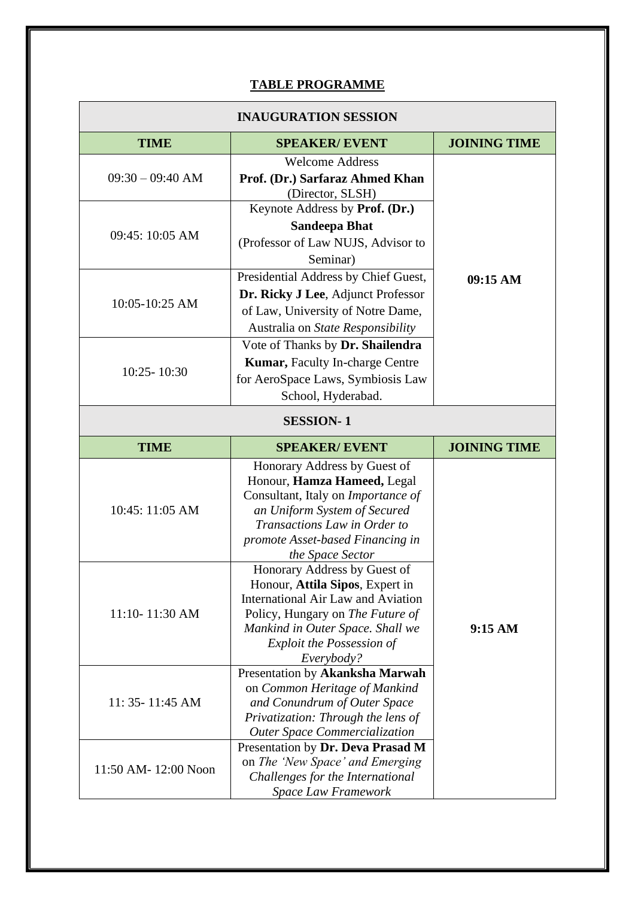**TABLE PROGRAMME**

| INAUGURATION SESSION | | |
|---|---|---|
| **TIME** | **SPEAKER/ EVENT** | **JOINING TIME** |
| 09:30 – 09:40 AM | Welcome Address **Prof. (Dr.) Sarfaraz Ahmed Khan** (Director, SLSH) | **09:15 AM** |
| 09:45: 10:05 AM | Keynote Address by **Prof. (Dr.) Sandeepa Bhat** (Professor of Law NUJS, Advisor to Seminar) | |
| 10:05-10:25 AM | Presidential Address by Chief Guest, **Dr. Ricky J Lee**, Adjunct Professor of Law, University of Notre Dame, Australia on *State Responsibility* | |
| 10:25- 10:30 | Vote of Thanks by **Dr. Shailendra Kumar,** Faculty In-charge Centre for AeroSpace Laws, Symbiosis Law School, Hyderabad. | |
| **SESSION- 1** | | |
| **TIME** | **SPEAKER/ EVENT** | **JOINING TIME** |
| 10:45: 11:05 AM | Honorary Address by Guest of Honour, **Hamza Hameed,** Legal Consultant, Italy on *Importance of an Uniform System of Secured Transactions Law in Order to promote Asset-based Financing in the Space Sector* | **9:15 AM** |
| 11:10- 11:30 AM | Honorary Address by Guest of Honour, **Attila Sipos**, Expert in International Air Law and Aviation Policy, Hungary on *The Future of Mankind in Outer Space. Shall we Exploit the Possession of Everybody?* | |
| 11: 35- 11:45 AM | Presentation by **Akanksha Marwah** on *Common Heritage of Mankind and Conundrum of Outer Space Privatization: Through the lens of Outer Space Commercialization* | |
| 11:50 AM- 12:00 Noon | Presentation by **Dr. Deva Prasad M** on *The 'New Space' and Emerging Challenges for the International Space Law Framework* | |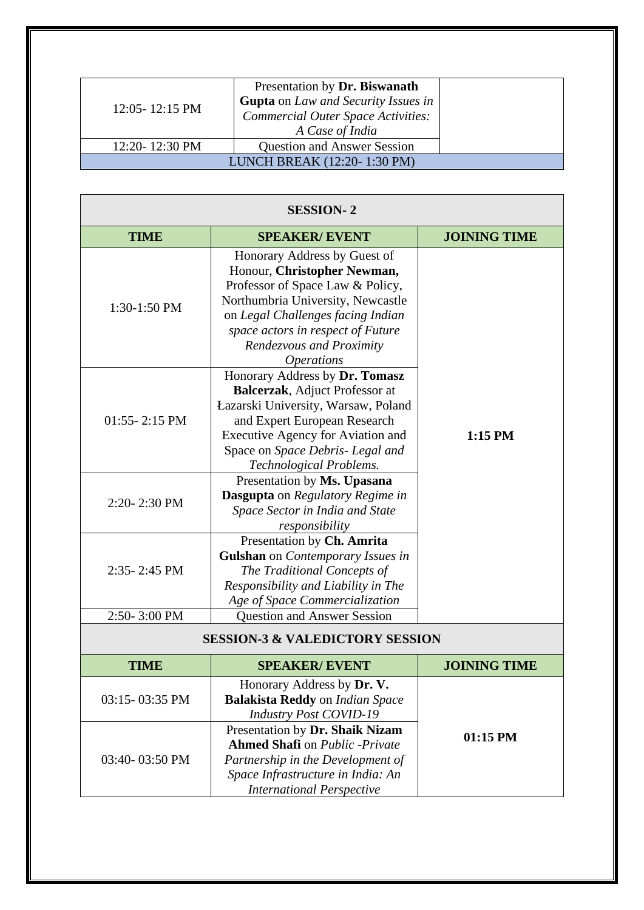| | | |
|---|---|---|
| 12:05- 12:15 PM | Presentation by **Dr. Biswanath Gupta** on *Law and Security Issues in Commercial Outer Space Activities: A Case of India* | |
| 12:20- 12:30 PM | Question and Answer Session | |
| LUNCH BREAK (12:20- 1:30 PM) | | |

| **SESSION- 2** | | |
|---|---|---|
| **TIME** | **SPEAKER/ EVENT** | **JOINING TIME** |
| 1:30-1:50 PM | Honorary Address by Guest of Honour, **Christopher Newman,** Professor of Space Law & Policy, Northumbria University, Newcastle on *Legal Challenges facing Indian space actors in respect of Future Rendezvous and Proximity Operations* | **1:15 PM** |
| 01:55- 2:15 PM | Honorary Address by **Dr. Tomasz Balcerzak**, Adjuct Professor at Łazarski University, Warsaw, Poland and Expert European Research Executive Agency for Aviation and Space on *Space Debris- Legal and Technological Problems.* | |
| 2:20- 2:30 PM | Presentation by **Ms. Upasana Dasgupta** on *Regulatory Regime in Space Sector in India and State responsibility* | |
| 2:35- 2:45 PM | Presentation by **Ch. Amrita Gulshan** on *Contemporary Issues in The Traditional Concepts of Responsibility and Liability in The Age of Space Commercialization* | |
| 2:50- 3:00 PM | Question and Answer Session | |

| **SESSION-3 & VALEDICTORY SESSION** | | |
|---|---|---|
| **TIME** | **SPEAKER/ EVENT** | **JOINING TIME** |
| 03:15- 03:35 PM | Honorary Address by **Dr. V. Balakista Reddy** on *Indian Space Industry Post COVID-19* | **01:15 PM** |
| 03:40- 03:50 PM | Presentation by **Dr. Shaik Nizam Ahmed Shafi** on *Public -Private Partnership in the Development of Space Infrastructure in India: An International Perspective* | |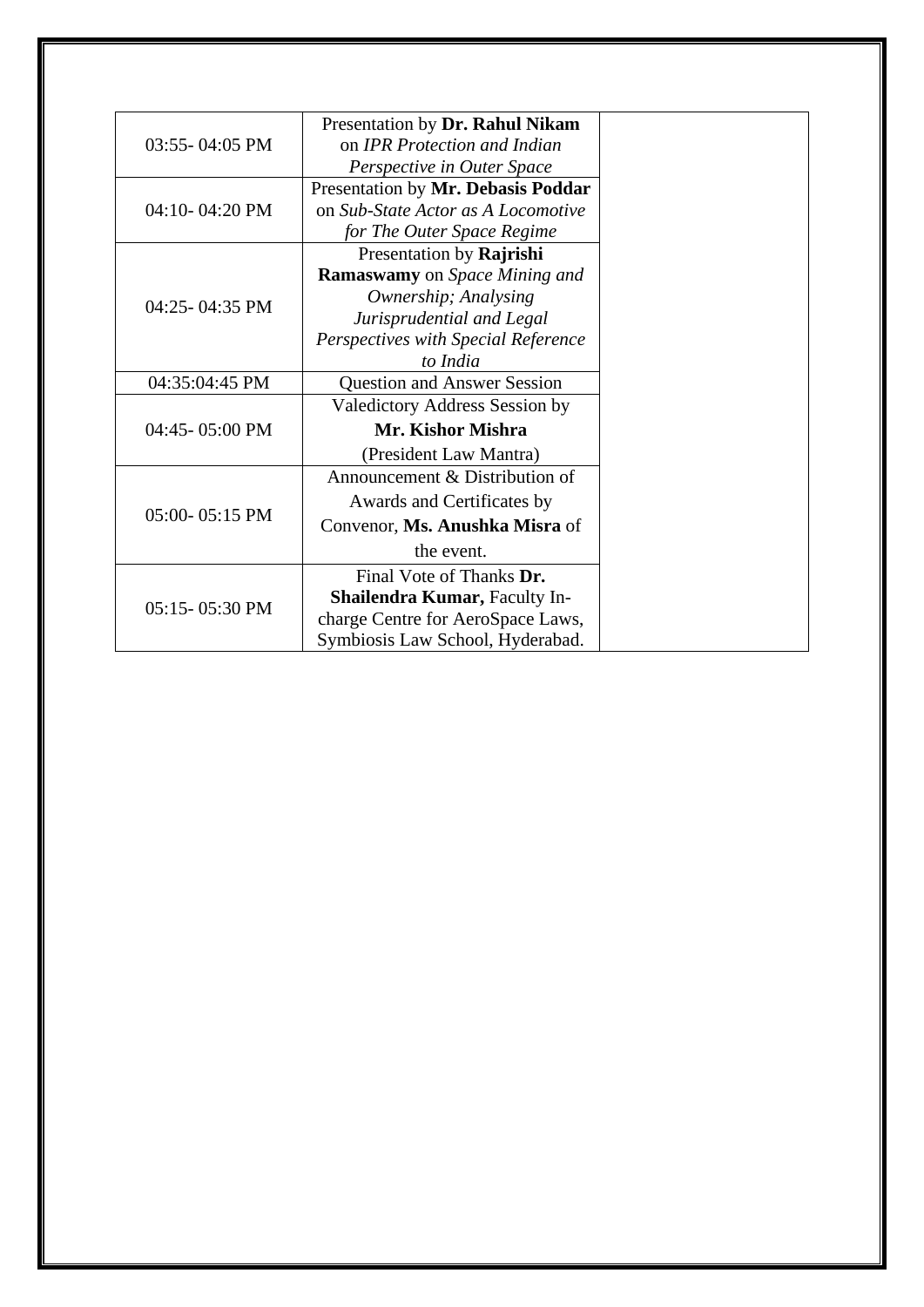| | | |
|---|---|---|
| 03:55- 04:05 PM | Presentation by **Dr. Rahul Nikam** on *IPR Protection and Indian Perspective in Outer Space* | |
| 04:10- 04:20 PM | Presentation by **Mr. Debasis Poddar** on *Sub-State Actor as A Locomotive for The Outer Space Regime* | |
| 04:25- 04:35 PM | Presentation by **Rajrishi Ramaswamy** on *Space Mining and Ownership; Analysing Jurisprudential and Legal Perspectives with Special Reference to India* | |
| 04:35:04:45 PM | Question and Answer Session | |
| 04:45- 05:00 PM | Valedictory Address Session by **Mr. Kishor Mishra** (President Law Mantra) | |
| 05:00- 05:15 PM | Announcement & Distribution of Awards and Certificates by Convenor, **Ms. Anushka Misra** of the event. | |
| 05:15- 05:30 PM | Final Vote of Thanks **Dr. Shailendra Kumar,** Faculty In-charge Centre for AeroSpace Laws, Symbiosis Law School, Hyderabad. | |